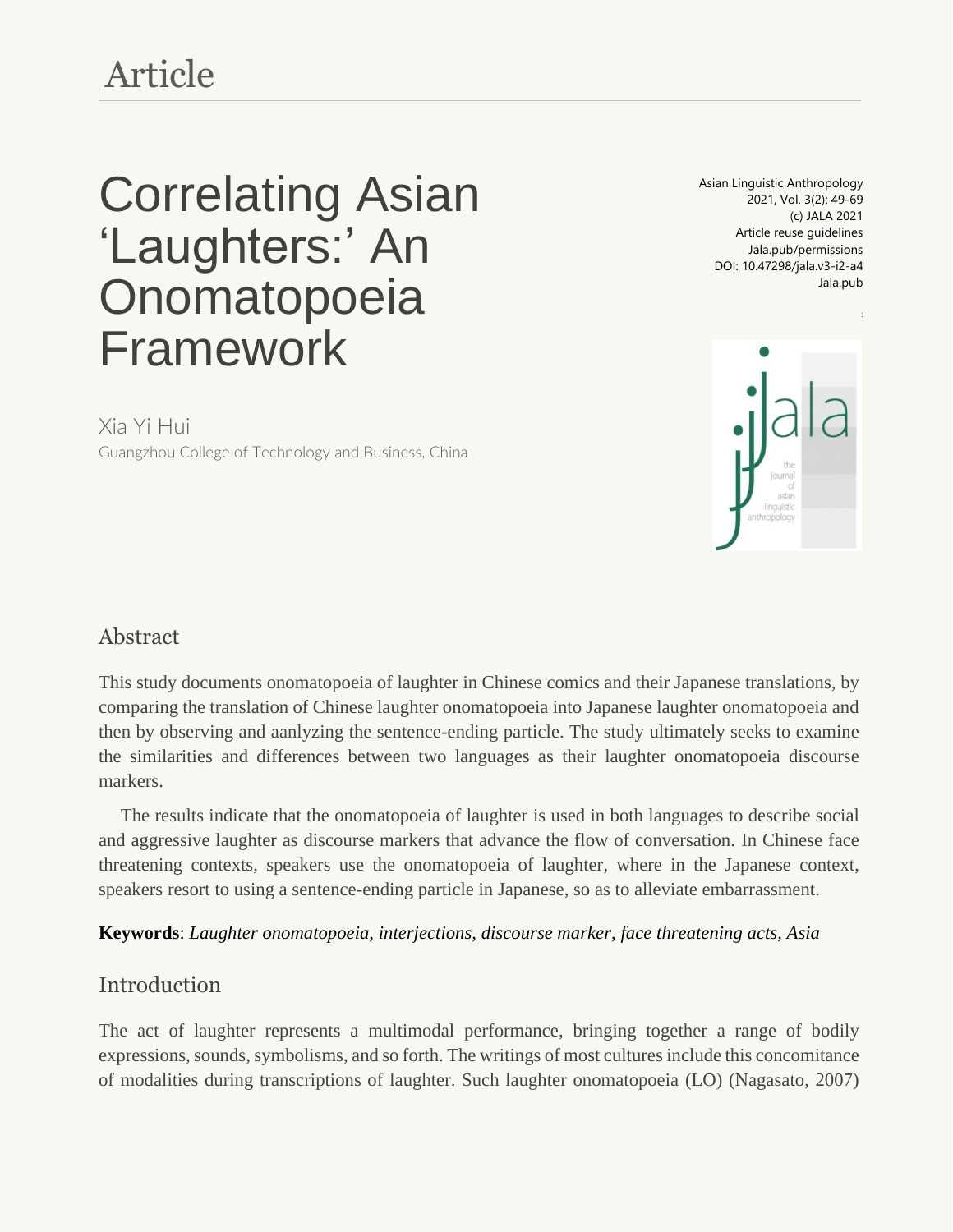Article

# Correlating Asian 'Laughters:' An Onomatopoeia Framework

Asian Linguistic Anthropology
2021, Vol. 3(2): 49-69
(c) JALA 2021
Article reuse guidelines
Jala.pub/permissions
DOI: 10.47298/jala.v3-i2-a4
Jala.pub

Xia Yi Hui
Guangzhou College of Technology and Business, China

## Abstract

This study documents onomatopoeia of laughter in Chinese comics and their Japanese translations, by comparing the translation of Chinese laughter onomatopoeia into Japanese laughter onomatopoeia and then by observing and aanlyzing the sentence-ending particle. The study ultimately seeks to examine the similarities and differences between two languages as their laughter onomatopoeia discourse markers.

The results indicate that the onomatopoeia of laughter is used in both languages to describe social and aggressive laughter as discourse markers that advance the flow of conversation. In Chinese face threatening contexts, speakers use the onomatopoeia of laughter, where in the Japanese context, speakers resort to using a sentence-ending particle in Japanese, so as to alleviate embarrassment.

**Keywords**: *Laughter onomatopoeia, interjections, discourse marker, face threatening acts, Asia*

## Introduction

The act of laughter represents a multimodal performance, bringing together a range of bodily expressions, sounds, symbolisms, and so forth. The writings of most cultures include this concomitance of modalities during transcriptions of laughter. Such laughter onomatopoeia (LO) (Nagasato, 2007)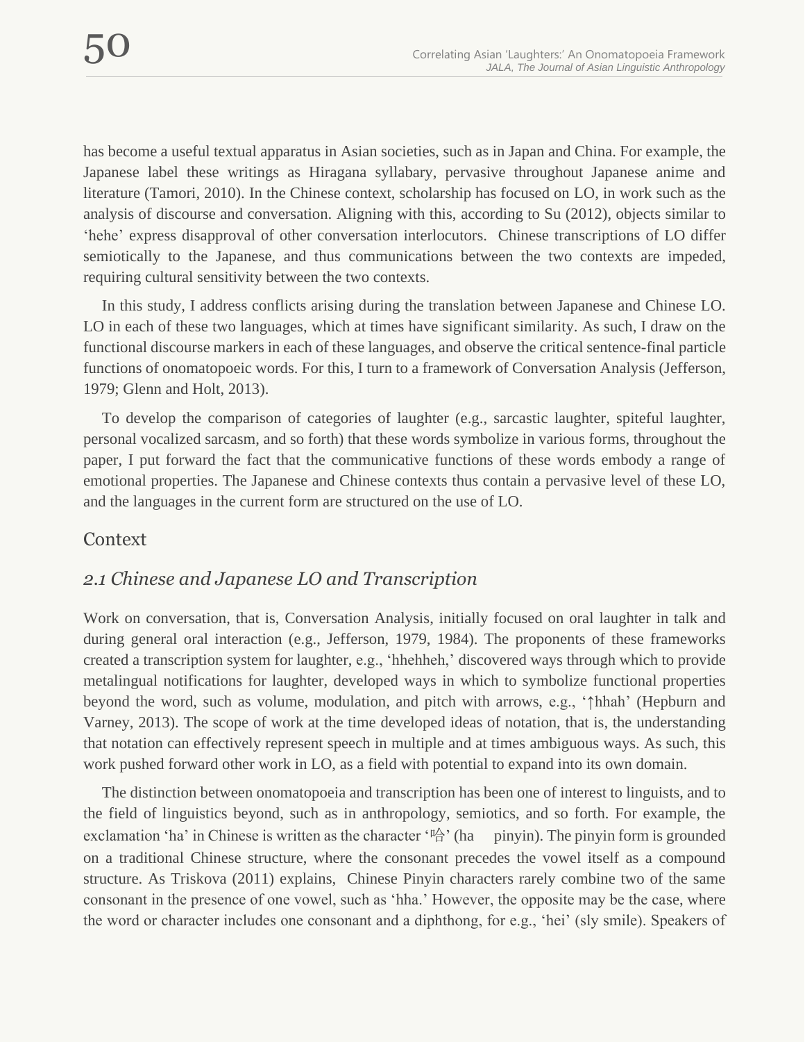has become a useful textual apparatus in Asian societies, such as in Japan and China. For example, the Japanese label these writings as Hiragana syllabary, pervasive throughout Japanese anime and literature (Tamori, 2010). In the Chinese context, scholarship has focused on LO, in work such as the analysis of discourse and conversation. Aligning with this, according to Su (2012), objects similar to 'hehe' express disapproval of other conversation interlocutors.  Chinese transcriptions of LO differ semiotically to the Japanese, and thus communications between the two contexts are impeded, requiring cultural sensitivity between the two contexts.

In this study, I address conflicts arising during the translation between Japanese and Chinese LO. LO in each of these two languages, which at times have significant similarity. As such, I draw on the functional discourse markers in each of these languages, and observe the critical sentence-final particle functions of onomatopoeic words. For this, I turn to a framework of Conversation Analysis (Jefferson, 1979; Glenn and Holt, 2013).

To develop the comparison of categories of laughter (e.g., sarcastic laughter, spiteful laughter, personal vocalized sarcasm, and so forth) that these words symbolize in various forms, throughout the paper, I put forward the fact that the communicative functions of these words embody a range of emotional properties. The Japanese and Chinese contexts thus contain a pervasive level of these LO, and the languages in the current form are structured on the use of LO.

## Context

### *2.1 Chinese and Japanese LO and Transcription*

Work on conversation, that is, Conversation Analysis, initially focused on oral laughter in talk and during general oral interaction (e.g., Jefferson, 1979, 1984). The proponents of these frameworks created a transcription system for laughter, e.g., 'hhehheh,' discovered ways through which to provide metalingual notifications for laughter, developed ways in which to symbolize functional properties beyond the word, such as volume, modulation, and pitch with arrows, e.g., '↑hhah' (Hepburn and Varney, 2013). The scope of work at the time developed ideas of notation, that is, the understanding that notation can effectively represent speech in multiple and at times ambiguous ways. As such, this work pushed forward other work in LO, as a field with potential to expand into its own domain.

The distinction between onomatopoeia and transcription has been one of interest to linguists, and to the field of linguistics beyond, such as in anthropology, semiotics, and so forth. For example, the exclamation 'ha' in Chinese is written as the character '哈' (ha pinyin). The pinyin form is grounded on a traditional Chinese structure, where the consonant precedes the vowel itself as a compound structure. As Triskova (2011) explains,  Chinese Pinyin characters rarely combine two of the same consonant in the presence of one vowel, such as 'hha.' However, the opposite may be the case, where the word or character includes one consonant and a diphthong, for e.g., 'hei' (sly smile). Speakers of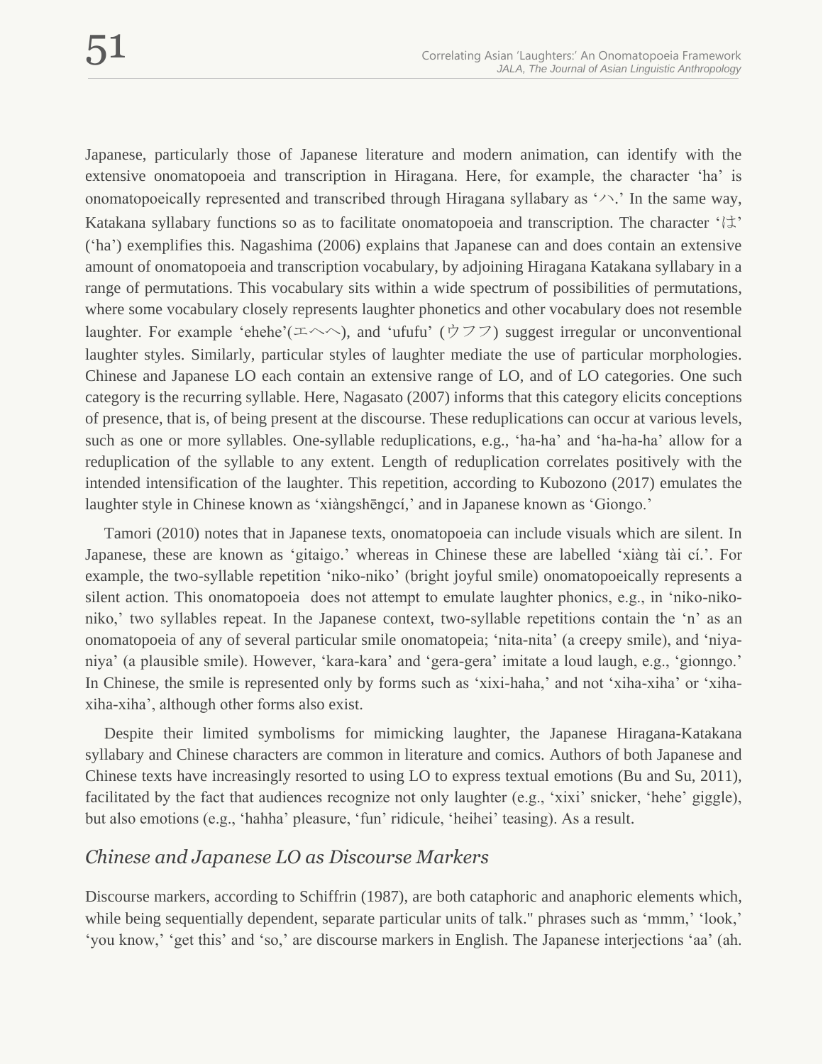Japanese, particularly those of Japanese literature and modern animation, can identify with the extensive onomatopoeia and transcription in Hiragana. Here, for example, the character 'ha' is onomatopoeically represented and transcribed through Hiragana syllabary as 'ハ.' In the same way, Katakana syllabary functions so as to facilitate onomatopoeia and transcription. The character 'は' ('ha') exemplifies this. Nagashima (2006) explains that Japanese can and does contain an extensive amount of onomatopoeia and transcription vocabulary, by adjoining Hiragana Katakana syllabary in a range of permutations. This vocabulary sits within a wide spectrum of possibilities of permutations, where some vocabulary closely represents laughter phonetics and other vocabulary does not resemble laughter. For example 'ehehe'(エへへ), and 'ufufu' (ウフフ) suggest irregular or unconventional laughter styles. Similarly, particular styles of laughter mediate the use of particular morphologies. Chinese and Japanese LO each contain an extensive range of LO, and of LO categories. One such category is the recurring syllable. Here, Nagasato (2007) informs that this category elicits conceptions of presence, that is, of being present at the discourse. These reduplications can occur at various levels, such as one or more syllables. One-syllable reduplications, e.g., 'ha-ha' and 'ha-ha-ha' allow for a reduplication of the syllable to any extent. Length of reduplication correlates positively with the intended intensification of the laughter. This repetition, according to Kubozono (2017) emulates the laughter style in Chinese known as 'xiàngshēngcí,' and in Japanese known as 'Giongo.'

Tamori (2010) notes that in Japanese texts, onomatopoeia can include visuals which are silent. In Japanese, these are known as 'gitaigo.' whereas in Chinese these are labelled 'xiàng tài cí.'. For example, the two-syllable repetition 'niko-niko' (bright joyful smile) onomatopoeically represents a silent action. This onomatopoeia does not attempt to emulate laughter phonics, e.g., in 'niko-niko-niko,' two syllables repeat. In the Japanese context, two-syllable repetitions contain the 'n' as an onomatopoeia of any of several particular smile onomatopeia; 'nita-nita' (a creepy smile), and 'niya-niya' (a plausible smile). However, 'kara-kara' and 'gera-gera' imitate a loud laugh, e.g., 'gionngo.' In Chinese, the smile is represented only by forms such as 'xixi-haha,' and not 'xiha-xiha' or 'xiha-xiha-xiha', although other forms also exist.

Despite their limited symbolisms for mimicking laughter, the Japanese Hiragana-Katakana syllabary and Chinese characters are common in literature and comics. Authors of both Japanese and Chinese texts have increasingly resorted to using LO to express textual emotions (Bu and Su, 2011), facilitated by the fact that audiences recognize not only laughter (e.g., 'xixi' snicker, 'hehe' giggle), but also emotions (e.g., 'hahha' pleasure, 'fun' ridicule, 'heihei' teasing). As a result.

## *Chinese and Japanese LO as Discourse Markers*

Discourse markers, according to Schiffrin (1987), are both cataphoric and anaphoric elements which, while being sequentially dependent, separate particular units of talk." phrases such as 'mmm,' 'look,' 'you know,' 'get this' and 'so,' are discourse markers in English. The Japanese interjections 'aa' (ah.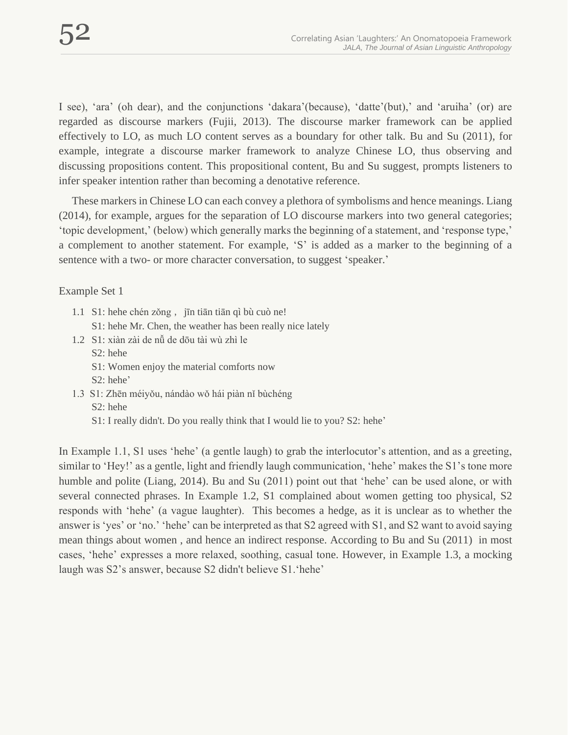I see), ‘ara’ (oh dear), and the conjunctions ‘dakara’(because), ‘datte’(but),’ and ‘aruiha’ (or) are regarded as discourse markers (Fujii, 2013). The discourse marker framework can be applied effectively to LO, as much LO content serves as a boundary for other talk. Bu and Su (2011), for example, integrate a discourse marker framework to analyze Chinese LO, thus observing and discussing propositions content. This propositional content, Bu and Su suggest, prompts listeners to infer speaker intention rather than becoming a denotative reference.

These markers in Chinese LO can each convey a plethora of symbolisms and hence meanings. Liang (2014), for example, argues for the separation of LO discourse markers into two general categories; ‘topic development,’ (below) which generally marks the beginning of a statement, and ‘response type,’ a complement to another statement. For example, ‘S’ is added as a marker to the beginning of a sentence with a two- or more character conversation, to suggest ‘speaker.’

Example Set 1

1.1 S1: hehe chén zǒng , jīn tiān tiān qì bù cuò ne!
    S1: hehe Mr. Chen, the weather has been really nice lately
1.2 S1: xiàn zài de nǚ de dōu tài wù zhì le
    S2: hehe
    S1: Women enjoy the material comforts now
    S2: hehe’
1.3 S1: Zhēn méiyǒu, nándào wǒ hái piàn nǐ bùchéng
    S2: hehe
    S1: I really didn't. Do you really think that I would lie to you? S2: hehe’

In Example 1.1, S1 uses ‘hehe’ (a gentle laugh) to grab the interlocutor’s attention, and as a greeting, similar to ‘Hey!’ as a gentle, light and friendly laugh communication, ‘hehe’ makes the S1’s tone more humble and polite (Liang, 2014). Bu and Su (2011) point out that ‘hehe’ can be used alone, or with several connected phrases. In Example 1.2, S1 complained about women getting too physical, S2 responds with ‘hehe’ (a vague laughter). This becomes a hedge, as it is unclear as to whether the answer is ‘yes’ or ‘no.’ ‘hehe’ can be interpreted as that S2 agreed with S1, and S2 want to avoid saying mean things about women , and hence an indirect response. According to Bu and Su (2011) in most cases, ‘hehe’ expresses a more relaxed, soothing, casual tone. However, in Example 1.3, a mocking laugh was S2’s answer, because S2 didn't believe S1.‘hehe’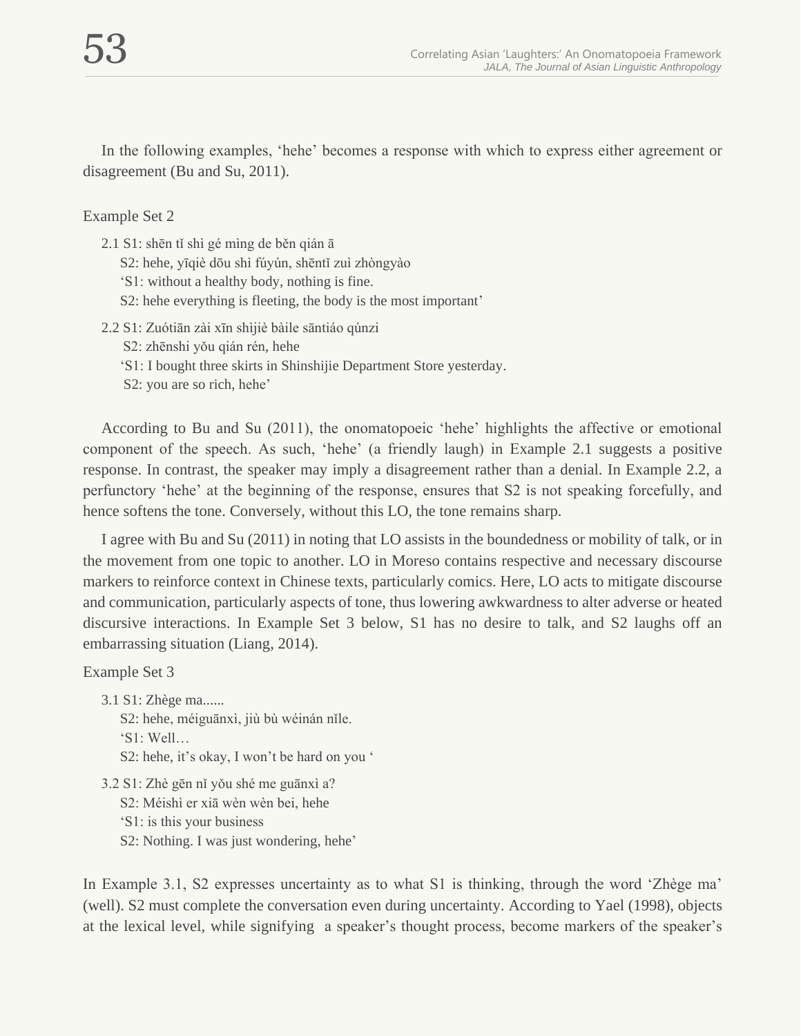In the following examples, 'hehe' becomes a response with which to express either agreement or disagreement (Bu and Su, 2011).

Example Set 2

2.1 S1: shēn tǐ shì gé mìng de běn qián ā  
S2: hehe, yīqiè dōu shì fúyún, shēntǐ zuì zhòngyào  
'S1: without a healthy body, nothing is fine.  
S2: hehe everything is fleeting, the body is the most important'

2.2 S1: Zuótiān zài xīn shìjiè bàile sāntiáo qúnzi  
S2: zhēnshi yǒu qián rén, hehe  
'S1: I bought three skirts in Shinshijie Department Store yesterday.  
S2: you are so rich, hehe'

According to Bu and Su (2011), the onomatopoeic 'hehe' highlights the affective or emotional component of the speech. As such, 'hehe' (a friendly laugh) in Example 2.1 suggests a positive response. In contrast, the speaker may imply a disagreement rather than a denial. In Example 2.2, a perfunctory 'hehe' at the beginning of the response, ensures that S2 is not speaking forcefully, and hence softens the tone. Conversely, without this LO, the tone remains sharp.

I agree with Bu and Su (2011) in noting that LO assists in the boundedness or mobility of talk, or in the movement from one topic to another. LO in Moreso contains respective and necessary discourse markers to reinforce context in Chinese texts, particularly comics. Here, LO acts to mitigate discourse and communication, particularly aspects of tone, thus lowering awkwardness to alter adverse or heated discursive interactions. In Example Set 3 below, S1 has no desire to talk, and S2 laughs off an embarrassing situation (Liang, 2014).

Example Set 3

3.1 S1: Zhège ma......  
S2: hehe, méiguānxì, jiù bù wéinán nǐle.  
'S1: Well…  
S2: hehe, it's okay, I won't be hard on you '

3.2 S1: Zhè gēn nǐ yǒu shé me guānxì a?  
S2: Méishì er xiā wèn wèn bei, hehe  
'S1: is this your business  
S2: Nothing. I was just wondering, hehe'

In Example 3.1, S2 expresses uncertainty as to what S1 is thinking, through the word 'Zhège ma' (well). S2 must complete the conversation even during uncertainty. According to Yael (1998), objects at the lexical level, while signifying a speaker's thought process, become markers of the speaker's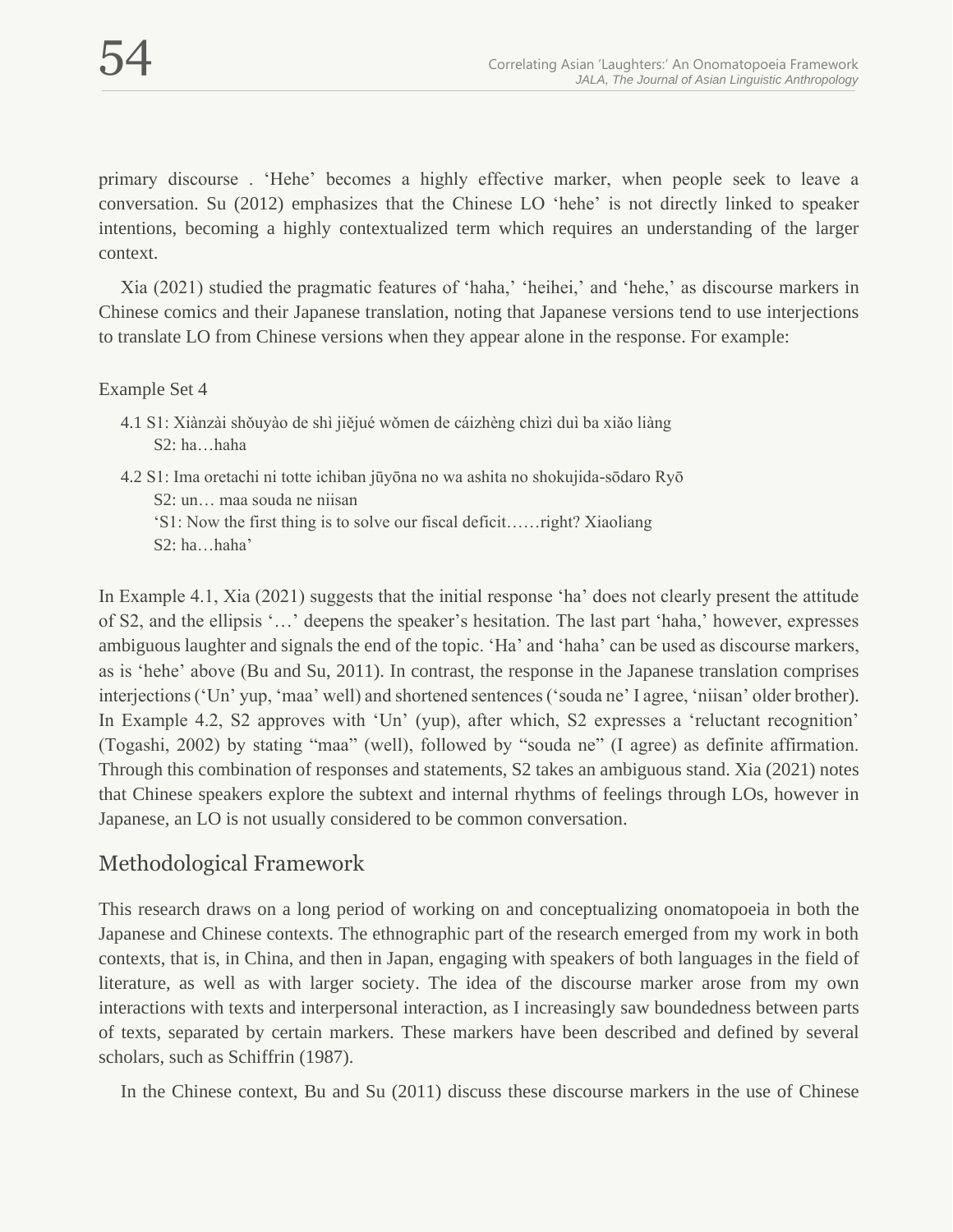primary discourse . ‘Hehe’ becomes a highly effective marker, when people seek to leave a conversation. Su (2012) emphasizes that the Chinese LO ‘hehe’ is not directly linked to speaker intentions, becoming a highly contextualized term which requires an understanding of the larger context.

Xia (2021) studied the pragmatic features of ‘haha,’ ‘heihei,’ and ‘hehe,’ as discourse markers in Chinese comics and their Japanese translation, noting that Japanese versions tend to use interjections to translate LO from Chinese versions when they appear alone in the response. For example:

Example Set 4

4.1 S1: Xiànzài shǒuyào de shì jiějué wǒmen de cáizhèng chìzì duì ba xiǎo liàng
S2: ha…haha

4.2 S1: Ima oretachi ni totte ichiban jūyōna no wa ashita no shokujida-sōdaro Ryō
S2: un… maa souda ne niisan
‘S1: Now the first thing is to solve our fiscal deficit……right? Xiaoliang
S2: ha…haha’

In Example 4.1, Xia (2021) suggests that the initial response ‘ha’ does not clearly present the attitude of S2, and the ellipsis ‘…’ deepens the speaker’s hesitation. The last part ‘haha,’ however, expresses ambiguous laughter and signals the end of the topic. ‘Ha’ and ‘haha’ can be used as discourse markers, as is ‘hehe’ above (Bu and Su, 2011). In contrast, the response in the Japanese translation comprises interjections (‘Un’ yup, ‘maa’ well) and shortened sentences (‘souda ne’ I agree, ‘niisan’ older brother). In Example 4.2, S2 approves with ‘Un’ (yup), after which, S2 expresses a ‘reluctant recognition’ (Togashi, 2002) by stating “maa” (well), followed by “souda ne” (I agree) as definite affirmation. Through this combination of responses and statements, S2 takes an ambiguous stand. Xia (2021) notes that Chinese speakers explore the subtext and internal rhythms of feelings through LOs, however in Japanese, an LO is not usually considered to be common conversation.

## Methodological Framework

This research draws on a long period of working on and conceptualizing onomatopoeia in both the Japanese and Chinese contexts. The ethnographic part of the research emerged from my work in both contexts, that is, in China, and then in Japan, engaging with speakers of both languages in the field of literature, as well as with larger society. The idea of the discourse marker arose from my own interactions with texts and interpersonal interaction, as I increasingly saw boundedness between parts of texts, separated by certain markers. These markers have been described and defined by several scholars, such as Schiffrin (1987).

In the Chinese context, Bu and Su (2011) discuss these discourse markers in the use of Chinese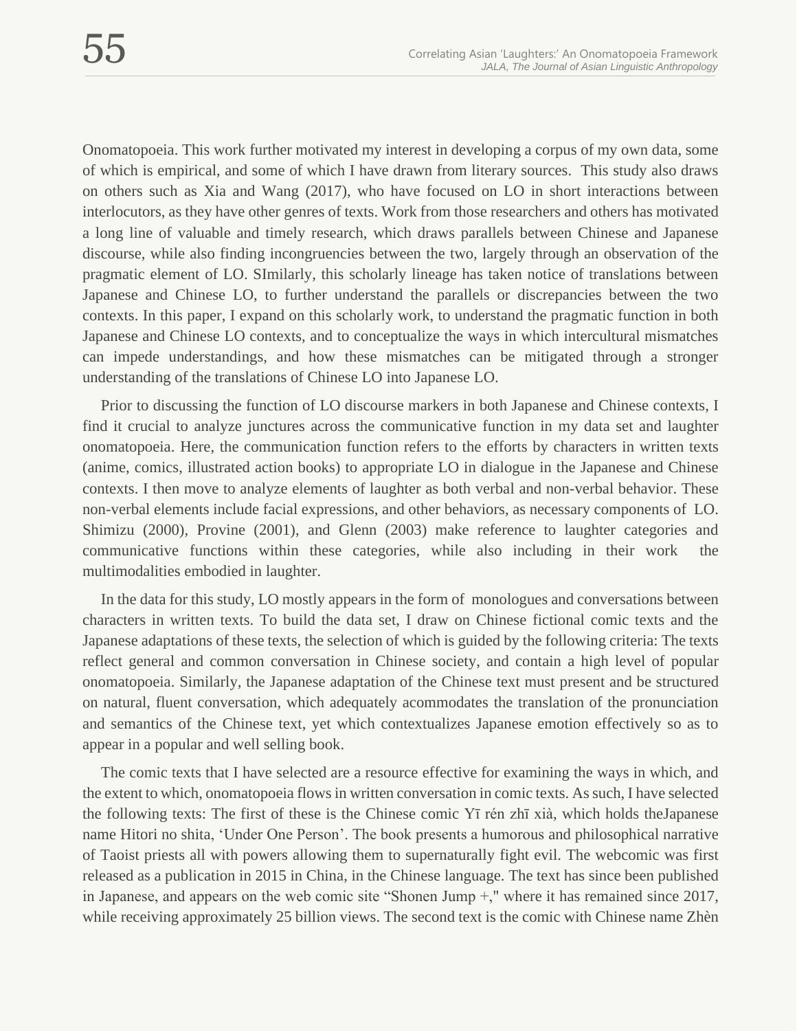Onomatopoeia. This work further motivated my interest in developing a corpus of my own data, some of which is empirical, and some of which I have drawn from literary sources.  This study also draws on others such as Xia and Wang (2017), who have focused on LO in short interactions between interlocutors, as they have other genres of texts. Work from those researchers and others has motivated a long line of valuable and timely research, which draws parallels between Chinese and Japanese discourse, while also finding incongruencies between the two, largely through an observation of the pragmatic element of LO. SImilarly, this scholarly lineage has taken notice of translations between Japanese and Chinese LO, to further understand the parallels or discrepancies between the two contexts. In this paper, I expand on this scholarly work, to understand the pragmatic function in both Japanese and Chinese LO contexts, and to conceptualize the ways in which intercultural mismatches can impede understandings, and how these mismatches can be mitigated through a stronger understanding of the translations of Chinese LO into Japanese LO.

Prior to discussing the function of LO discourse markers in both Japanese and Chinese contexts, I find it crucial to analyze junctures across the communicative function in my data set and laughter onomatopoeia. Here, the communication function refers to the efforts by characters in written texts (anime, comics, illustrated action books) to appropriate LO in dialogue in the Japanese and Chinese contexts. I then move to analyze elements of laughter as both verbal and non-verbal behavior. These non-verbal elements include facial expressions, and other behaviors, as necessary components of  LO. Shimizu (2000), Provine (2001), and Glenn (2003) make reference to laughter categories and communicative functions within these categories, while also including in their work  the multimodalities embodied in laughter.

In the data for this study, LO mostly appears in the form of  monologues and conversations between characters in written texts. To build the data set, I draw on Chinese fictional comic texts and the Japanese adaptations of these texts, the selection of which is guided by the following criteria: The texts reflect general and common conversation in Chinese society, and contain a high level of popular onomatopoeia. Similarly, the Japanese adaptation of the Chinese text must present and be structured on natural, fluent conversation, which adequately acommodates the translation of the pronunciation and semantics of the Chinese text, yet which contextualizes Japanese emotion effectively so as to appear in a popular and well selling book.

The comic texts that I have selected are a resource effective for examining the ways in which, and the extent to which, onomatopoeia flows in written conversation in comic texts. As such, I have selected the following texts: The first of these is the Chinese comic Yī rén zhī xià, which holds theJapanese name Hitori no shita, ‘Under One Person’. The book presents a humorous and philosophical narrative of Taoist priests all with powers allowing them to supernaturally fight evil. The webcomic was first released as a publication in 2015 in China, in the Chinese language. The text has since been published in Japanese, and appears on the web comic site “Shonen Jump +," where it has remained since 2017, while receiving approximately 25 billion views. The second text is the comic with Chinese name Zhèn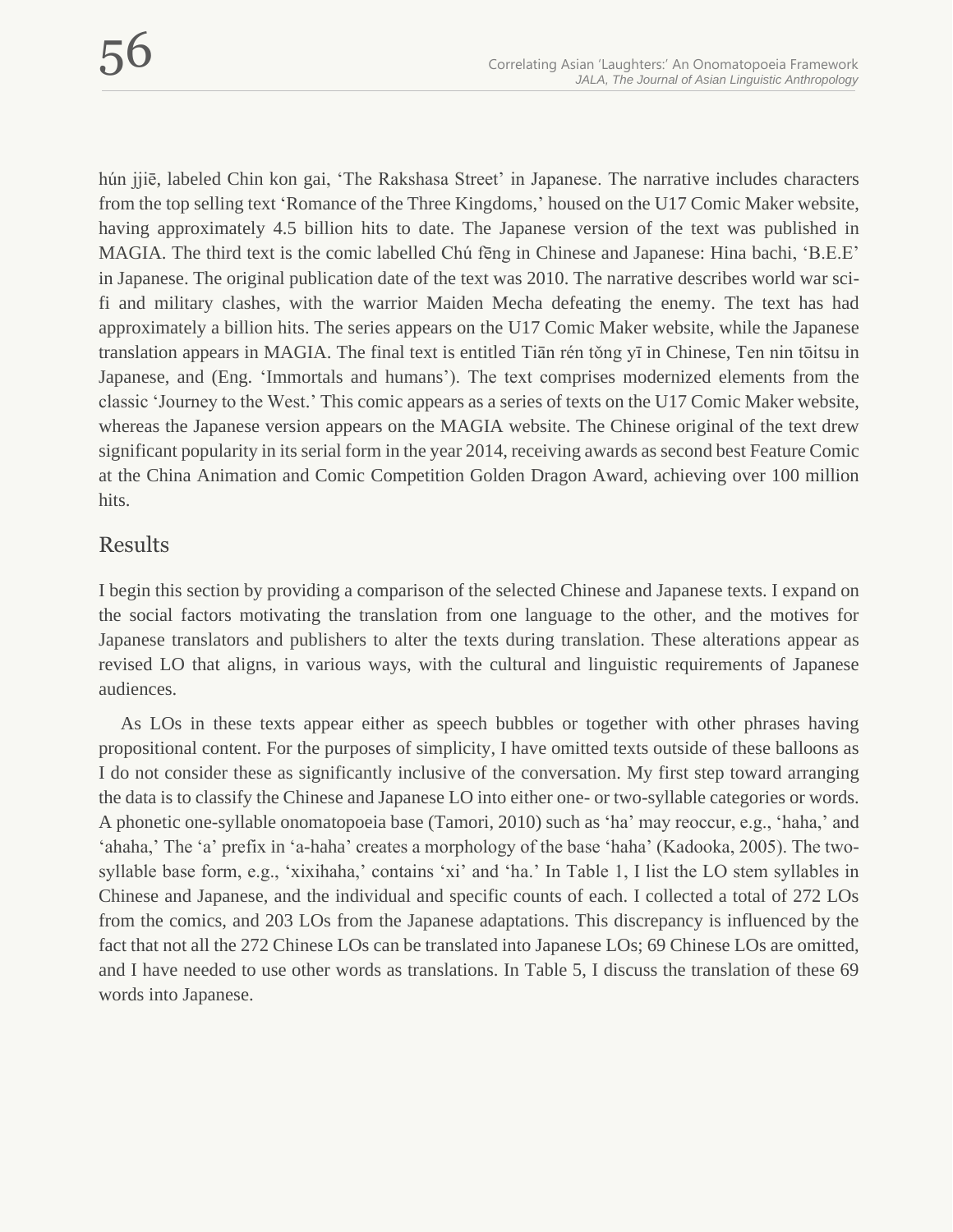hún jjiē, labeled Chin kon gai, 'The Rakshasa Street' in Japanese. The narrative includes characters from the top selling text 'Romance of the Three Kingdoms,' housed on the U17 Comic Maker website, having approximately 4.5 billion hits to date. The Japanese version of the text was published in MAGIA. The third text is the comic labelled Chú fēng in Chinese and Japanese: Hina bachi, 'B.E.E' in Japanese. The original publication date of the text was 2010. The narrative describes world war sci-fi and military clashes, with the warrior Maiden Mecha defeating the enemy. The text has had approximately a billion hits. The series appears on the U17 Comic Maker website, while the Japanese translation appears in MAGIA. The final text is entitled Tiān rén tǒng yī in Chinese, Ten nin tōitsu in Japanese, and (Eng. 'Immortals and humans'). The text comprises modernized elements from the classic 'Journey to the West.' This comic appears as a series of texts on the U17 Comic Maker website, whereas the Japanese version appears on the MAGIA website. The Chinese original of the text drew significant popularity in its serial form in the year 2014, receiving awards as second best Feature Comic at the China Animation and Comic Competition Golden Dragon Award, achieving over 100 million hits.

## Results

I begin this section by providing a comparison of the selected Chinese and Japanese texts. I expand on the social factors motivating the translation from one language to the other, and the motives for Japanese translators and publishers to alter the texts during translation. These alterations appear as revised LO that aligns, in various ways, with the cultural and linguistic requirements of Japanese audiences.

As LOs in these texts appear either as speech bubbles or together with other phrases having propositional content. For the purposes of simplicity, I have omitted texts outside of these balloons as I do not consider these as significantly inclusive of the conversation. My first step toward arranging the data is to classify the Chinese and Japanese LO into either one- or two-syllable categories or words. A phonetic one-syllable onomatopoeia base (Tamori, 2010) such as 'ha' may reoccur, e.g., 'haha,' and 'ahaha,' The 'a' prefix in 'a-haha' creates a morphology of the base 'haha' (Kadooka, 2005). The two-syllable base form, e.g., 'xixihaha,' contains 'xi' and 'ha.' In Table 1, I list the LO stem syllables in Chinese and Japanese, and the individual and specific counts of each. I collected a total of 272 LOs from the comics, and 203 LOs from the Japanese adaptations. This discrepancy is influenced by the fact that not all the 272 Chinese LOs can be translated into Japanese LOs; 69 Chinese LOs are omitted, and I have needed to use other words as translations. In Table 5, I discuss the translation of these 69 words into Japanese.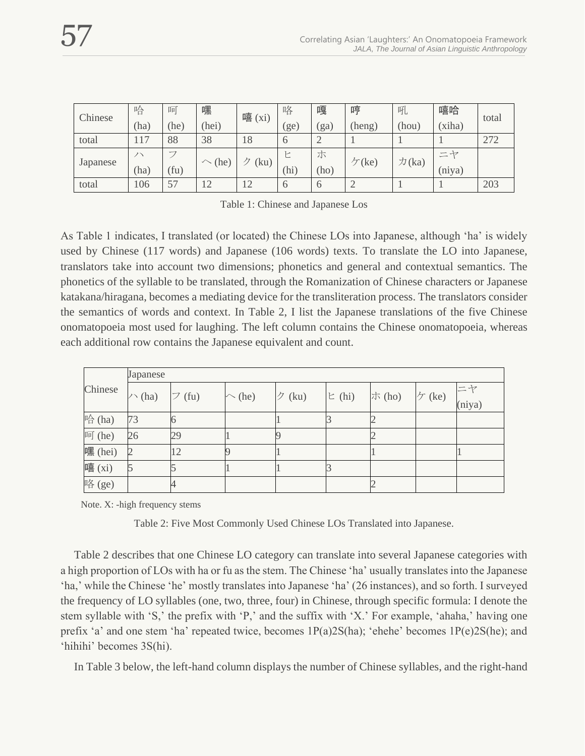| Chinese | 哈 (ha) | 呵 (he) | 嘿 (hei) | 嘻 (xi) | 咯 (ge) | 嘎 (ga) | 哼 (heng) | 吼 (hou) | 嘻哈 (xiha) | total |
|---|---|---|---|---|---|---|---|---|---|---|
| total | 117 | 88 | 38 | 18 | 6 | 2 | 1 | 1 | 1 | 272 |
| Japanese | ハ (ha) | フ (fu) | ヘ (he) | ク (ku) | ヒ (hi) | ホ (ho) | ケ(ke) | カ(ka) | ニヤ (niya) | |
| total | 106 | 57 | 12 | 12 | 6 | 6 | 2 | 1 | 1 | 203 |

Table 1: Chinese and Japanese Los

As Table 1 indicates, I translated (or located) the Chinese LOs into Japanese, although 'ha' is widely used by Chinese (117 words) and Japanese (106 words) texts. To translate the LO into Japanese, translators take into account two dimensions; phonetics and general and contextual semantics. The phonetics of the syllable to be translated, through the Romanization of Chinese characters or Japanese katakana/hiragana, becomes a mediating device for the transliteration process. The translators consider the semantics of words and context. In Table 2, I list the Japanese translations of the five Chinese onomatopoeia most used for laughing. The left column contains the Chinese onomatopoeia, whereas each additional row contains the Japanese equivalent and count.

| Chinese | Japanese | | | | | | | |
|---|---|---|---|---|---|---|---|---|
| | ハ (ha) | フ (fu) | ヘ (he) | ク (ku) | ヒ (hi) | ホ (ho) | ケ (ke) | ニヤ (niya) |
| 哈 (ha) | 73 | 6 | | 1 | 3 | 2 | | |
| 呵 (he) | 26 | 29 | 1 | 9 | | 2 | | |
| 嘿 (hei) | 2 | 12 | 9 | 1 | | 1 | | 1 |
| 嘻 (xi) | 5 | 5 | 1 | 1 | 3 | | | |
| 咯 (ge) | | 4 | | | | 2 | | |

Note. X: -high frequency stems

Table 2: Five Most Commonly Used Chinese LOs Translated into Japanese.

Table 2 describes that one Chinese LO category can translate into several Japanese categories with a high proportion of LOs with ha or fu as the stem. The Chinese 'ha' usually translates into the Japanese 'ha,' while the Chinese 'he' mostly translates into Japanese 'ha' (26 instances), and so forth. I surveyed the frequency of LO syllables (one, two, three, four) in Chinese, through specific formula: I denote the stem syllable with 'S,' the prefix with 'P,' and the suffix with 'X.' For example, 'ahaha,' having one prefix 'a' and one stem 'ha' repeated twice, becomes 1P(a)2S(ha); 'ehehe' becomes 1P(e)2S(he); and 'hihihi' becomes 3S(hi).

In Table 3 below, the left-hand column displays the number of Chinese syllables, and the right-hand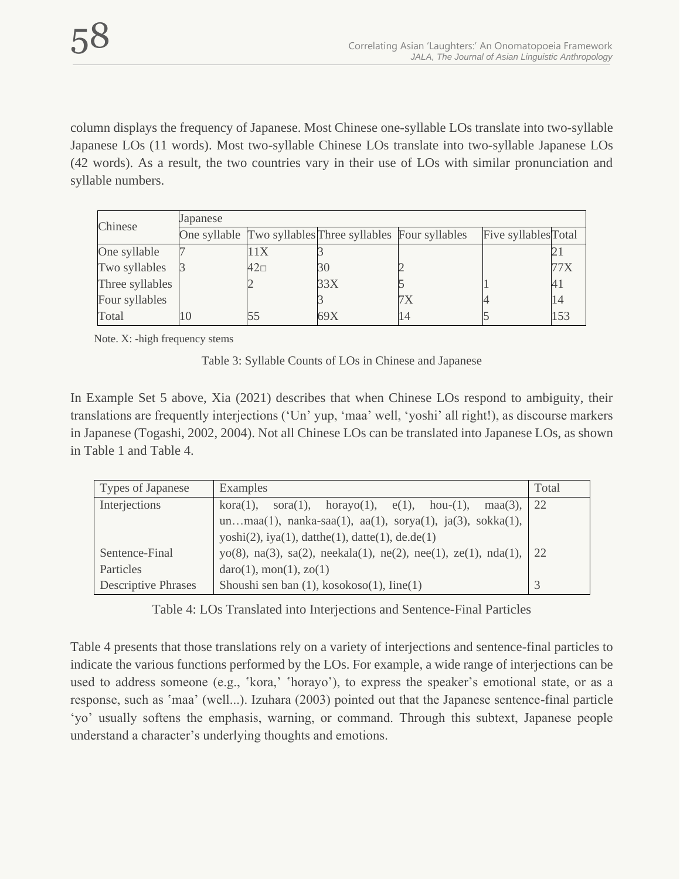column displays the frequency of Japanese. Most Chinese one-syllable LOs translate into two-syllable Japanese LOs (11 words). Most two-syllable Chinese LOs translate into two-syllable Japanese LOs (42 words). As a result, the two countries vary in their use of LOs with similar pronunciation and syllable numbers.

| Chinese | Japanese | | | | | |
|---|---|---|---|---|---|---|
| | One syllable | Two syllables | Three syllables | Four syllables | Five syllables | Total |
| One syllable | 7 | 11X | 3 | | | 21 |
| Two syllables | 3 | 42□ | 30 | 2 | | 77X |
| Three syllables | | 2 | 33X | 5 | 1 | 41 |
| Four syllables | | | 3 | 7X | 4 | 14 |
| Total | 10 | 55 | 69X | 14 | 5 | 153 |

Note. X: -high frequency stems

Table 3: Syllable Counts of LOs in Chinese and Japanese

In Example Set 5 above, Xia (2021) describes that when Chinese LOs respond to ambiguity, their translations are frequently interjections ('Un' yup, 'maa' well, 'yoshi' all right!), as discourse markers in Japanese (Togashi, 2002, 2004). Not all Chinese LOs can be translated into Japanese LOs, as shown in Table 1 and Table 4.

| Types of Japanese | Examples | Total |
|---|---|---|
| Interjections | kora(1), sora(1), horayo(1), e(1), hou-(1), maa(3), un…maa(1), nanka-saa(1), aa(1), sorya(1), ja(3), sokka(1), yoshi(2), iya(1), datthe(1), datte(1), de.de(1) | 22 |
| Sentence-Final Particles | yo(8), na(3), sa(2), neekala(1), ne(2), nee(1), ze(1), nda(1), daro(1), mon(1), zo(1) | 22 |
| Descriptive Phrases | Shoushi sen ban (1), kosokoso(1), Iine(1) | 3 |

Table 4: LOs Translated into Interjections and Sentence-Final Particles

Table 4 presents that those translations rely on a variety of interjections and sentence-final particles to indicate the various functions performed by the LOs. For example, a wide range of interjections can be used to address someone (e.g., ʽkora,' ʽhorayo'), to express the speaker's emotional state, or as a response, such as ʽmaa' (well...). Izuhara (2003) pointed out that the Japanese sentence-final particle 'yo' usually softens the emphasis, warning, or command. Through this subtext, Japanese people understand a character's underlying thoughts and emotions.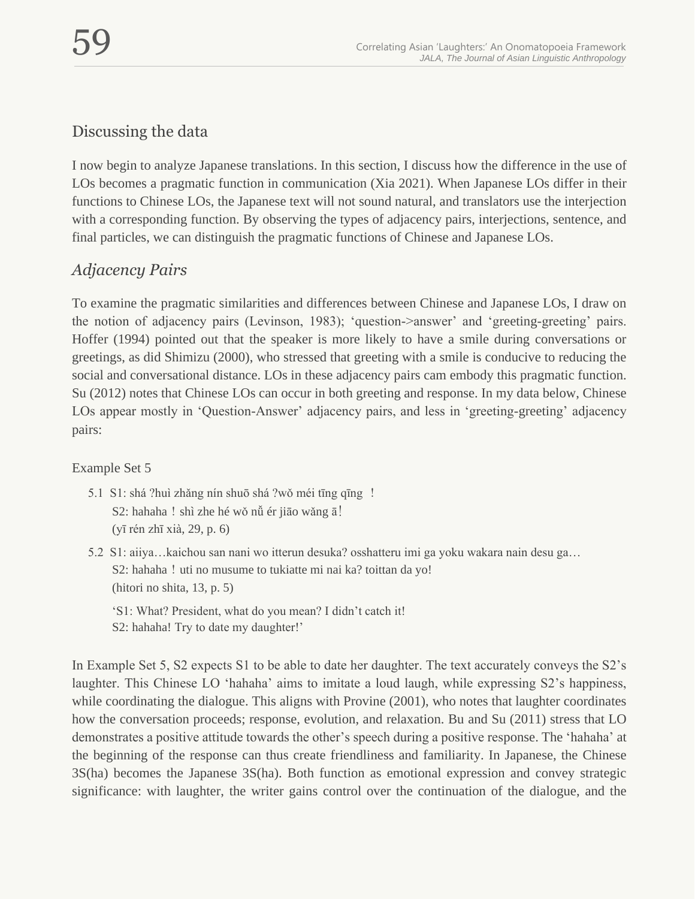## Discussing the data

I now begin to analyze Japanese translations. In this section, I discuss how the difference in the use of LOs becomes a pragmatic function in communication (Xia 2021). When Japanese LOs differ in their functions to Chinese LOs, the Japanese text will not sound natural, and translators use the interjection with a corresponding function. By observing the types of adjacency pairs, interjections, sentence, and final particles, we can distinguish the pragmatic functions of Chinese and Japanese LOs.

### *Adjacency Pairs*

To examine the pragmatic similarities and differences between Chinese and Japanese LOs, I draw on the notion of adjacency pairs (Levinson, 1983); 'question->answer' and 'greeting-greeting' pairs. Hoffer (1994) pointed out that the speaker is more likely to have a smile during conversations or greetings, as did Shimizu (2000), who stressed that greeting with a smile is conducive to reducing the social and conversational distance. LOs in these adjacency pairs cam embody this pragmatic function. Su (2012) notes that Chinese LOs can occur in both greeting and response. In my data below, Chinese LOs appear mostly in 'Question-Answer' adjacency pairs, and less in 'greeting-greeting' adjacency pairs:

Example Set 5

5.1 S1: shá ?huì zhǎng nín shuō shá ?wǒ méi tīng qīng ！
S2: hahaha ! shì zhe hé wǒ nǚ ér jiāo wǎng ā！
(yī rén zhī xià, 29, p. 6)

5.2 S1: aiiya…kaichou san nani wo itterun desuka? osshatteru imi ga yoku wakara nain desu ga…
S2: hahaha ! uti no musume to tukiatte mi nai ka? toittan da yo!
(hitori no shita, 13, p. 5)

'S1: What? President, what do you mean? I didn't catch it!
S2: hahaha! Try to date my daughter!'

In Example Set 5, S2 expects S1 to be able to date her daughter. The text accurately conveys the S2's laughter. This Chinese LO 'hahaha' aims to imitate a loud laugh, while expressing S2's happiness, while coordinating the dialogue. This aligns with Provine (2001), who notes that laughter coordinates how the conversation proceeds; response, evolution, and relaxation. Bu and Su (2011) stress that LO demonstrates a positive attitude towards the other's speech during a positive response. The 'hahaha' at the beginning of the response can thus create friendliness and familiarity. In Japanese, the Chinese 3S(ha) becomes the Japanese 3S(ha). Both function as emotional expression and convey strategic significance: with laughter, the writer gains control over the continuation of the dialogue, and the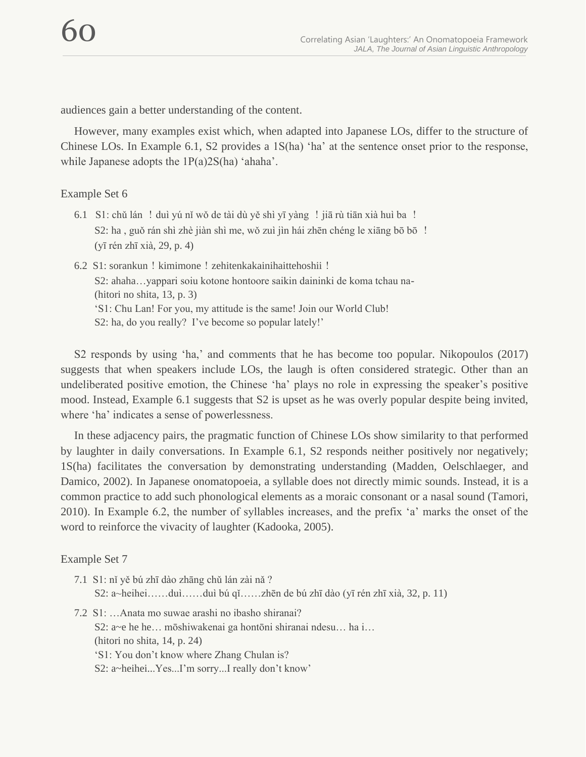audiences gain a better understanding of the content.

However, many examples exist which, when adapted into Japanese LOs, differ to the structure of Chinese LOs. In Example 6.1, S2 provides a 1S(ha) 'ha' at the sentence onset prior to the response, while Japanese adopts the 1P(a)2S(ha) 'ahaha'.

Example Set 6

6.1 S1: chǔ lán ！duì yú nǐ wǒ de tài dù yě shì yī yàng ！jiā rù tiān xià huì ba ！
S2: ha , guǒ rán shì zhè jiàn shì me, wǒ zuì jìn hái zhēn chéng le xiāng bō bō ！
(yī rén zhī xià, 29, p. 4)

6.2 S1: sorankun！kimimone！zehitenkakainihaittehoshii！
S2: ahaha…yappari soiu kotone hontoore saikin daininki de koma tchau na-
(hitori no shita, 13, p. 3)
'S1: Chu Lan! For you, my attitude is the same! Join our World Club!
S2: ha, do you really? I've become so popular lately!'

S2 responds by using 'ha,' and comments that he has become too popular. Nikopoulos (2017) suggests that when speakers include LOs, the laugh is often considered strategic. Other than an undeliberated positive emotion, the Chinese 'ha' plays no role in expressing the speaker's positive mood. Instead, Example 6.1 suggests that S2 is upset as he was overly popular despite being invited, where 'ha' indicates a sense of powerlessness.

In these adjacency pairs, the pragmatic function of Chinese LOs show similarity to that performed by laughter in daily conversations. In Example 6.1, S2 responds neither positively nor negatively; 1S(ha) facilitates the conversation by demonstrating understanding (Madden, Oelschlaeger, and Damico, 2002). In Japanese onomatopoeia, a syllable does not directly mimic sounds. Instead, it is a common practice to add such phonological elements as a moraic consonant or a nasal sound (Tamori, 2010). In Example 6.2, the number of syllables increases, and the prefix 'a' marks the onset of the word to reinforce the vivacity of laughter (Kadooka, 2005).

Example Set 7

7.1 S1: nǐ yě bú zhī dào zhāng chǔ lán zài nǎ ?
S2: a~heihei……duì……duì bú qǐ……zhēn de bú zhī dào (yī rén zhī xià, 32, p. 11)

7.2 S1: …Anata mo suwae arashi no ibasho shiranai?
S2: a~e he he… mōshiwakenai ga hontōni shiranai ndesu… ha i…
(hitori no shita, 14, p. 24)
'S1: You don't know where Zhang Chulan is?
S2: a~heihei...Yes...I'm sorry...I really don't know'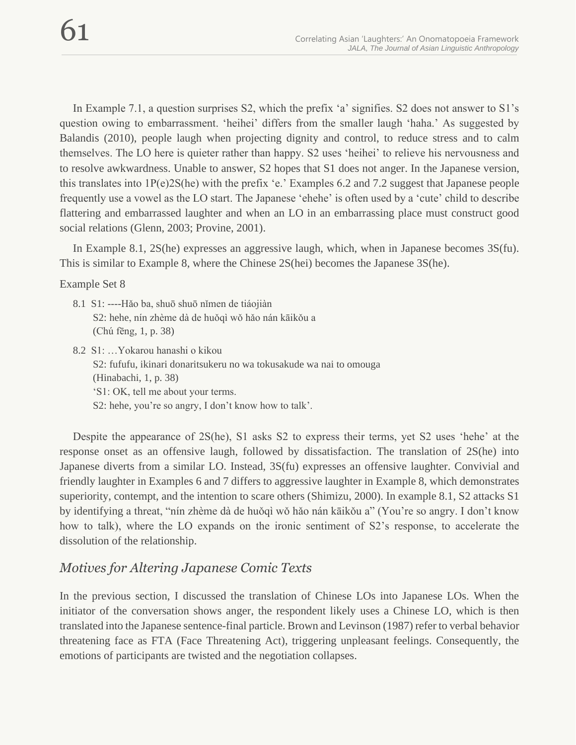In Example 7.1, a question surprises S2, which the prefix 'a' signifies. S2 does not answer to S1's question owing to embarrassment. 'heihei' differs from the smaller laugh 'haha.' As suggested by Balandis (2010), people laugh when projecting dignity and control, to reduce stress and to calm themselves. The LO here is quieter rather than happy. S2 uses 'heihei' to relieve his nervousness and to resolve awkwardness. Unable to answer, S2 hopes that S1 does not anger. In the Japanese version, this translates into 1P(e)2S(he) with the prefix 'e.' Examples 6.2 and 7.2 suggest that Japanese people frequently use a vowel as the LO start. The Japanese 'ehehe' is often used by a 'cute' child to describe flattering and embarrassed laughter and when an LO in an embarrassing place must construct good social relations (Glenn, 2003; Provine, 2001).

In Example 8.1, 2S(he) expresses an aggressive laugh, which, when in Japanese becomes 3S(fu). This is similar to Example 8, where the Chinese 2S(hei) becomes the Japanese 3S(he).

Example Set 8

8.1 S1: ----Hǎo ba, shuō shuō nǐmen de tiáojiàn
S2: hehe, nín zhème dà de huǒqì wǒ hǎo nán kāikǒu a
(Chú fēng, 1, p. 38)

8.2 S1: …Yokarou hanashi o kikou
S2: fufufu, ikinari donaritsukeru no wa tokusakude wa nai to omouga
(Hinabachi, 1, p. 38)
'S1: OK, tell me about your terms.
S2: hehe, you're so angry, I don't know how to talk'.

Despite the appearance of 2S(he), S1 asks S2 to express their terms, yet S2 uses 'hehe' at the response onset as an offensive laugh, followed by dissatisfaction. The translation of 2S(he) into Japanese diverts from a similar LO. Instead, 3S(fu) expresses an offensive laughter. Convivial and friendly laughter in Examples 6 and 7 differs to aggressive laughter in Example 8, which demonstrates superiority, contempt, and the intention to scare others (Shimizu, 2000). In example 8.1, S2 attacks S1 by identifying a threat, "nín zhème dà de huǒqì wǒ hǎo nán kāikǒu a" (You're so angry. I don't know how to talk), where the LO expands on the ironic sentiment of S2's response, to accelerate the dissolution of the relationship.

## *Motives for Altering Japanese Comic Texts*

In the previous section, I discussed the translation of Chinese LOs into Japanese LOs. When the initiator of the conversation shows anger, the respondent likely uses a Chinese LO, which is then translated into the Japanese sentence-final particle. Brown and Levinson (1987) refer to verbal behavior threatening face as FTA (Face Threatening Act), triggering unpleasant feelings. Consequently, the emotions of participants are twisted and the negotiation collapses.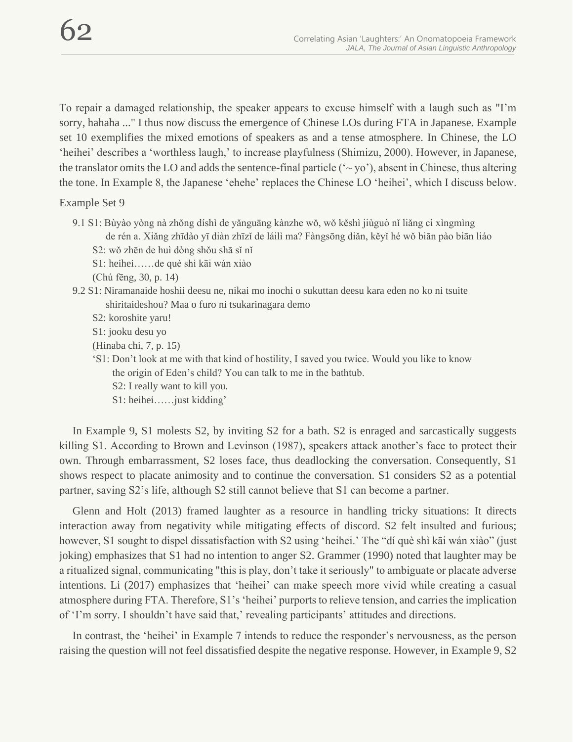To repair a damaged relationship, the speaker appears to excuse himself with a laugh such as "I'm sorry, hahaha ..." I thus now discuss the emergence of Chinese LOs during FTA in Japanese. Example set 10 exemplifies the mixed emotions of speakers as and a tense atmosphere. In Chinese, the LO 'heihei' describes a 'worthless laugh,' to increase playfulness (Shimizu, 2000). However, in Japanese, the translator omits the LO and adds the sentence-final particle ('~ yo'), absent in Chinese, thus altering the tone. In Example 8, the Japanese 'ehehe' replaces the Chinese LO 'heihei', which I discuss below.

Example Set 9

9.1 S1: Bùyào yòng nà zhǒng díshì de yǎnguāng kànzhe wǒ, wǒ kěshì jiùguò nǐ liǎng cì xìngmìng de rén a. Xiǎng zhīdào yī diàn zhīzǐ de láilì ma? Fàngsōng diǎn, kěyǐ hé wǒ biān pào biān liáo

S2: wǒ zhēn de huì dòng shǒu shā sǐ nǐ

S1: heihei……de què shì kāi wán xiào

(Chú fēng, 30, p. 14)

9.2 S1: Niramanaide hoshii deesu ne, nikai mo inochi o sukuttan deesu kara eden no ko ni tsuite shiritaideshou? Maa o furo ni tsukarinagara demo

S2: koroshite yaru!

S1: jooku desu yo

(Hinaba chi, 7, p. 15)

'S1: Don't look at me with that kind of hostility, I saved you twice. Would you like to know the origin of Eden's child? You can talk to me in the bathtub.

S2: I really want to kill you.

S1: heihei……just kidding'

In Example 9, S1 molests S2, by inviting S2 for a bath. S2 is enraged and sarcastically suggests killing S1. According to Brown and Levinson (1987), speakers attack another's face to protect their own. Through embarrassment, S2 loses face, thus deadlocking the conversation. Consequently, S1 shows respect to placate animosity and to continue the conversation. S1 considers S2 as a potential partner, saving S2's life, although S2 still cannot believe that S1 can become a partner.

Glenn and Holt (2013) framed laughter as a resource in handling tricky situations: It directs interaction away from negativity while mitigating effects of discord. S2 felt insulted and furious; however, S1 sought to dispel dissatisfaction with S2 using 'heihei.' The "dí què shì kāi wán xiào" (just joking) emphasizes that S1 had no intention to anger S2. Grammer (1990) noted that laughter may be a ritualized signal, communicating "this is play, don't take it seriously" to ambiguate or placate adverse intentions. Li (2017) emphasizes that 'heihei' can make speech more vivid while creating a casual atmosphere during FTA. Therefore, S1's 'heihei' purports to relieve tension, and carries the implication of 'I'm sorry. I shouldn't have said that,' revealing participants' attitudes and directions.

In contrast, the 'heihei' in Example 7 intends to reduce the responder's nervousness, as the person raising the question will not feel dissatisfied despite the negative response. However, in Example 9, S2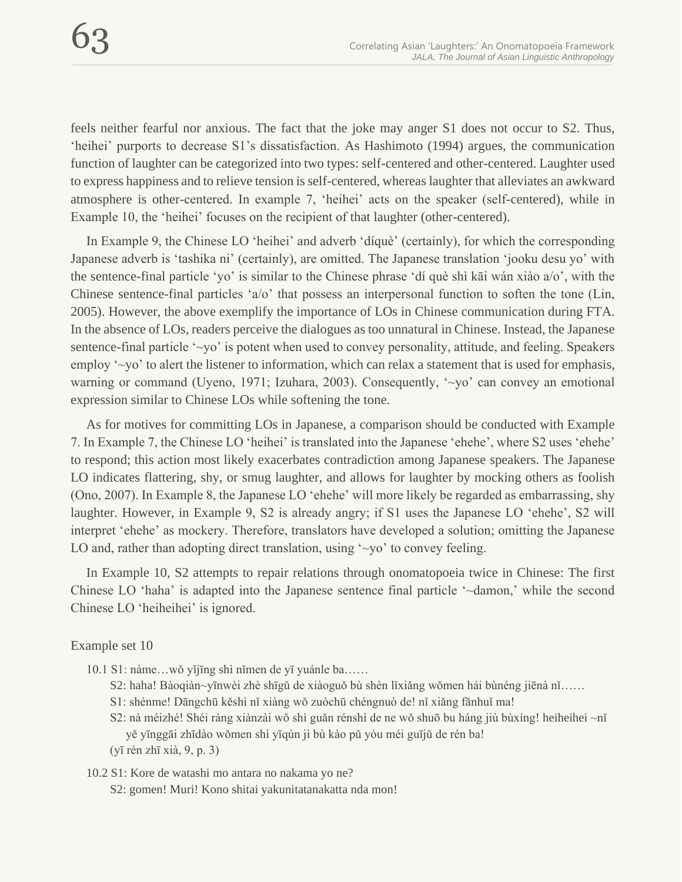feels neither fearful nor anxious. The fact that the joke may anger S1 does not occur to S2. Thus, 'heihei' purports to decrease S1's dissatisfaction. As Hashimoto (1994) argues, the communication function of laughter can be categorized into two types: self-centered and other-centered. Laughter used to express happiness and to relieve tension is self-centered, whereas laughter that alleviates an awkward atmosphere is other-centered. In example 7, 'heihei' acts on the speaker (self-centered), while in Example 10, the 'heihei' focuses on the recipient of that laughter (other-centered).

In Example 9, the Chinese LO 'heihei' and adverb 'díquè' (certainly), for which the corresponding Japanese adverb is 'tashika ni' (certainly), are omitted. The Japanese translation 'jooku desu yo' with the sentence-final particle 'yo' is similar to the Chinese phrase 'dí què shì kāi wán xiào a/o', with the Chinese sentence-final particles 'a/o' that possess an interpersonal function to soften the tone (Lin, 2005). However, the above exemplify the importance of LOs in Chinese communication during FTA. In the absence of LOs, readers perceive the dialogues as too unnatural in Chinese. Instead, the Japanese sentence-final particle '~yo' is potent when used to convey personality, attitude, and feeling. Speakers employ '~yo' to alert the listener to information, which can relax a statement that is used for emphasis, warning or command (Uyeno, 1971; Izuhara, 2003). Consequently, '~yo' can convey an emotional expression similar to Chinese LOs while softening the tone.

As for motives for committing LOs in Japanese, a comparison should be conducted with Example 7. In Example 7, the Chinese LO 'heihei' is translated into the Japanese 'ehehe', where S2 uses 'ehehe' to respond; this action most likely exacerbates contradiction among Japanese speakers. The Japanese LO indicates flattering, shy, or smug laughter, and allows for laughter by mocking others as foolish (Ono, 2007). In Example 8, the Japanese LO 'ehehe' will more likely be regarded as embarrassing, shy laughter. However, in Example 9, S2 is already angry; if S1 uses the Japanese LO 'ehehe', S2 will interpret 'ehehe' as mockery. Therefore, translators have developed a solution; omitting the Japanese LO and, rather than adopting direct translation, using '~yo' to convey feeling.

In Example 10, S2 attempts to repair relations through onomatopoeia twice in Chinese: The first Chinese LO 'haha' is adapted into the Japanese sentence final particle '~damon,' while the second Chinese LO 'heiheihei' is ignored.

Example set 10

10.1 S1: nàme…wǒ yǐjīng shì nǐmen de yī yuánle ba……
S2: haha! Bàoqiàn~yīnwèi zhè shīgǔ de xiàoguǒ bù shèn lǐxiǎng wǒmen hái bùnéng jiēnà nǐ……
S1: shénme! Dāngchū kěshì nǐ xiàng wǒ zuòchū chéngnuò de! nǐ xiǎng fǎnhuǐ ma!
S2: nà méizhé! Shéi ràng xiànzài wǒ shì guǎn rénshì de ne wǒ shuō bu háng jiù bùxíng! heiheihei ~nǐ yě yīnggāi zhīdào wǒmen shì yīqún jì bù kào pǔ yòu méi guījǔ de rén ba!
(yī rén zhī xià, 9, p. 3)

10.2 S1: Kore de watashi mo antara no nakama yo ne?
S2: gomen! Muri! Kono shitai yakunitatanakatta nda mon!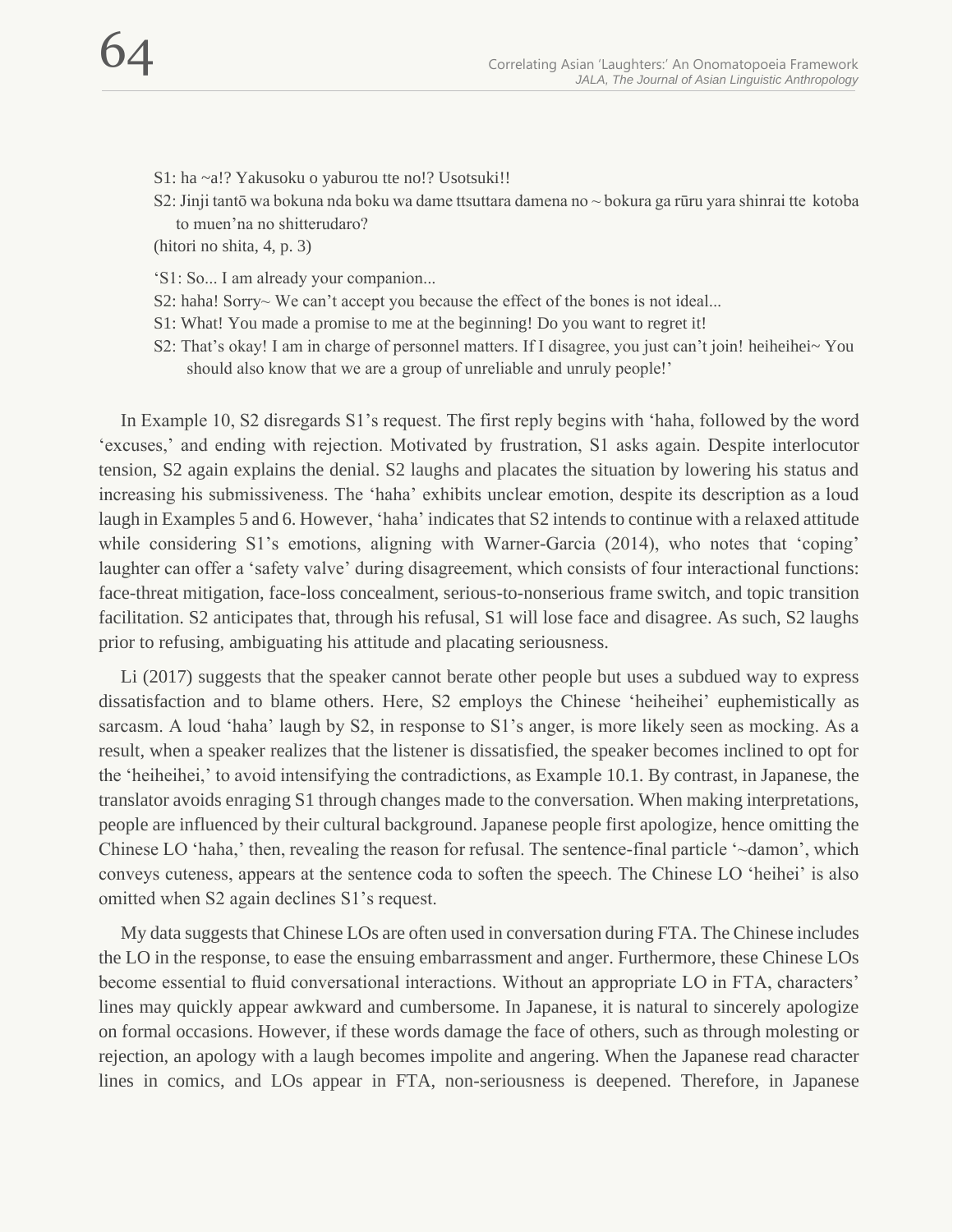S1: ha ~a!? Yakusoku o yaburou tte no!? Usotsuki!!

S2: Jinji tantō wa bokuna nda boku wa dame ttsuttara damena no ~ bokura ga rūru yara shinrai tte kotoba to muen'na no shitterudaro?

(hitori no shita, 4, p. 3)

'S1: So... I am already your companion...

S2: haha! Sorry~ We can't accept you because the effect of the bones is not ideal...

S1: What! You made a promise to me at the beginning! Do you want to regret it!

S2: That's okay! I am in charge of personnel matters. If I disagree, you just can't join! heiheihei~ You should also know that we are a group of unreliable and unruly people!'

In Example 10, S2 disregards S1's request. The first reply begins with 'haha, followed by the word 'excuses,' and ending with rejection. Motivated by frustration, S1 asks again. Despite interlocutor tension, S2 again explains the denial. S2 laughs and placates the situation by lowering his status and increasing his submissiveness. The 'haha' exhibits unclear emotion, despite its description as a loud laugh in Examples 5 and 6. However, 'haha' indicates that S2 intends to continue with a relaxed attitude while considering S1's emotions, aligning with Warner-Garcia (2014), who notes that 'coping' laughter can offer a 'safety valve' during disagreement, which consists of four interactional functions: face-threat mitigation, face-loss concealment, serious-to-nonserious frame switch, and topic transition facilitation. S2 anticipates that, through his refusal, S1 will lose face and disagree. As such, S2 laughs prior to refusing, ambiguating his attitude and placating seriousness.

Li (2017) suggests that the speaker cannot berate other people but uses a subdued way to express dissatisfaction and to blame others. Here, S2 employs the Chinese 'heiheihei' euphemistically as sarcasm. A loud 'haha' laugh by S2, in response to S1's anger, is more likely seen as mocking. As a result, when a speaker realizes that the listener is dissatisfied, the speaker becomes inclined to opt for the 'heiheihei,' to avoid intensifying the contradictions, as Example 10.1. By contrast, in Japanese, the translator avoids enraging S1 through changes made to the conversation. When making interpretations, people are influenced by their cultural background. Japanese people first apologize, hence omitting the Chinese LO 'haha,' then, revealing the reason for refusal. The sentence-final particle '~damon', which conveys cuteness, appears at the sentence coda to soften the speech. The Chinese LO 'heihei' is also omitted when S2 again declines S1's request.

My data suggests that Chinese LOs are often used in conversation during FTA. The Chinese includes the LO in the response, to ease the ensuing embarrassment and anger. Furthermore, these Chinese LOs become essential to fluid conversational interactions. Without an appropriate LO in FTA, characters' lines may quickly appear awkward and cumbersome. In Japanese, it is natural to sincerely apologize on formal occasions. However, if these words damage the face of others, such as through molesting or rejection, an apology with a laugh becomes impolite and angering. When the Japanese read character lines in comics, and LOs appear in FTA, non-seriousness is deepened. Therefore, in Japanese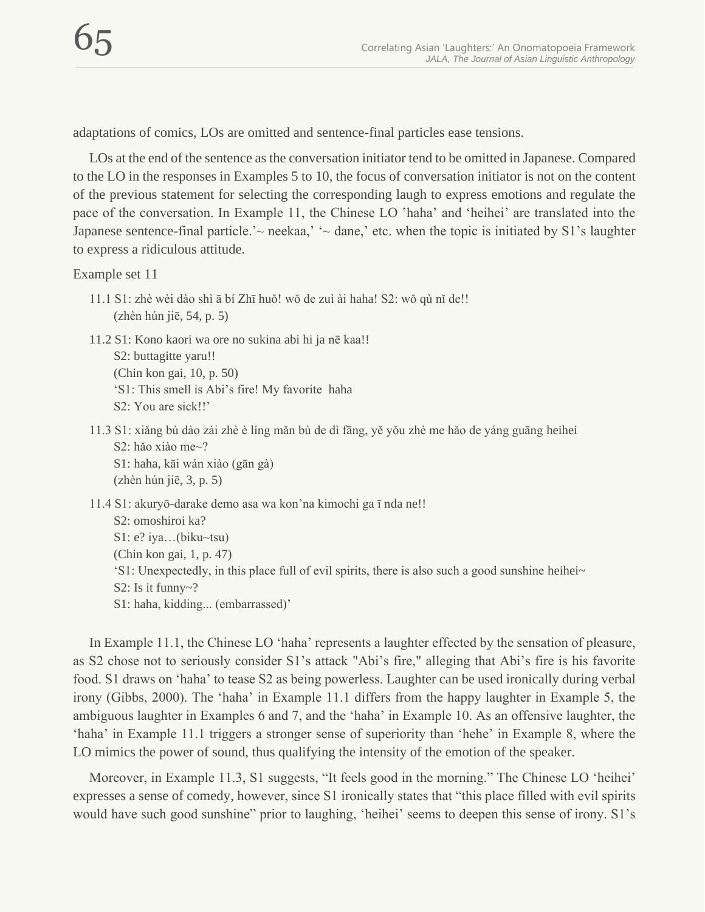adaptations of comics, LOs are omitted and sentence-final particles ease tensions.

LOs at the end of the sentence as the conversation initiator tend to be omitted in Japanese. Compared to the LO in the responses in Examples 5 to 10, the focus of conversation initiator is not on the content of the previous statement for selecting the corresponding laugh to express emotions and regulate the pace of the conversation. In Example 11, the Chinese LO ʽhahaʼ and ʻheiheiʼ are translated into the Japanese sentence-final particle.ʼ~ neekaa,ʼ ʻ~ dane,ʼ etc. when the topic is initiated by S1ʼs laughter to express a ridiculous attitude.

Example set 11

11.1 S1: zhè wèi dào shì ā bí Zhī huǒ! wǒ de zuì ài haha! S2: wǒ qù nǐ de!!
(zhèn hún jiē, 54, p. 5)

11.2 S1: Kono kaori wa ore no sukina abi hi ja nē kaa!!
S2: buttagitte yaru!!
(Chin kon gai, 10, p. 50)
ʻS1: This smell is Abiʼs fire! My favorite haha
S2: You are sick!!ʼ

11.3 S1: xiǎng bù dào zài zhè è líng mǎn bù de dì fāng, yě yǒu zhè me hǎo de yáng guāng heihei
S2: hǎo xiào me~?
S1: haha, kāi wán xiào (gān gà)
(zhèn hún jiē, 3, p. 5)

11.4 S1: akuryō-darake demo asa wa konʼna kimochi ga ī nda ne!!
S2: omoshiroi ka?
S1: e? iya…(biku~tsu)
(Chin kon gai, 1, p. 47)
ʻS1: Unexpectedly, in this place full of evil spirits, there is also such a good sunshine heihei~
S2: Is it funny~?
S1: haha, kidding... (embarrassed)ʼ

In Example 11.1, the Chinese LO ʻhahaʼ represents a laughter effected by the sensation of pleasure, as S2 chose not to seriously consider S1ʼs attack "Abiʼs fire," alleging that Abiʼs fire is his favorite food. S1 draws on ʻhahaʼ to tease S2 as being powerless. Laughter can be used ironically during verbal irony (Gibbs, 2000). The ʻhahaʼ in Example 11.1 differs from the happy laughter in Example 5, the ambiguous laughter in Examples 6 and 7, and the ʻhahaʼ in Example 10. As an offensive laughter, the ʻhahaʼ in Example 11.1 triggers a stronger sense of superiority than ʻheheʼ in Example 8, where the LO mimics the power of sound, thus qualifying the intensity of the emotion of the speaker.

Moreover, in Example 11.3, S1 suggests, "It feels good in the morning." The Chinese LO ʻheiheiʼ expresses a sense of comedy, however, since S1 ironically states that "this place filled with evil spirits would have such good sunshine" prior to laughing, ʻheiheiʼ seems to deepen this sense of irony. S1ʼs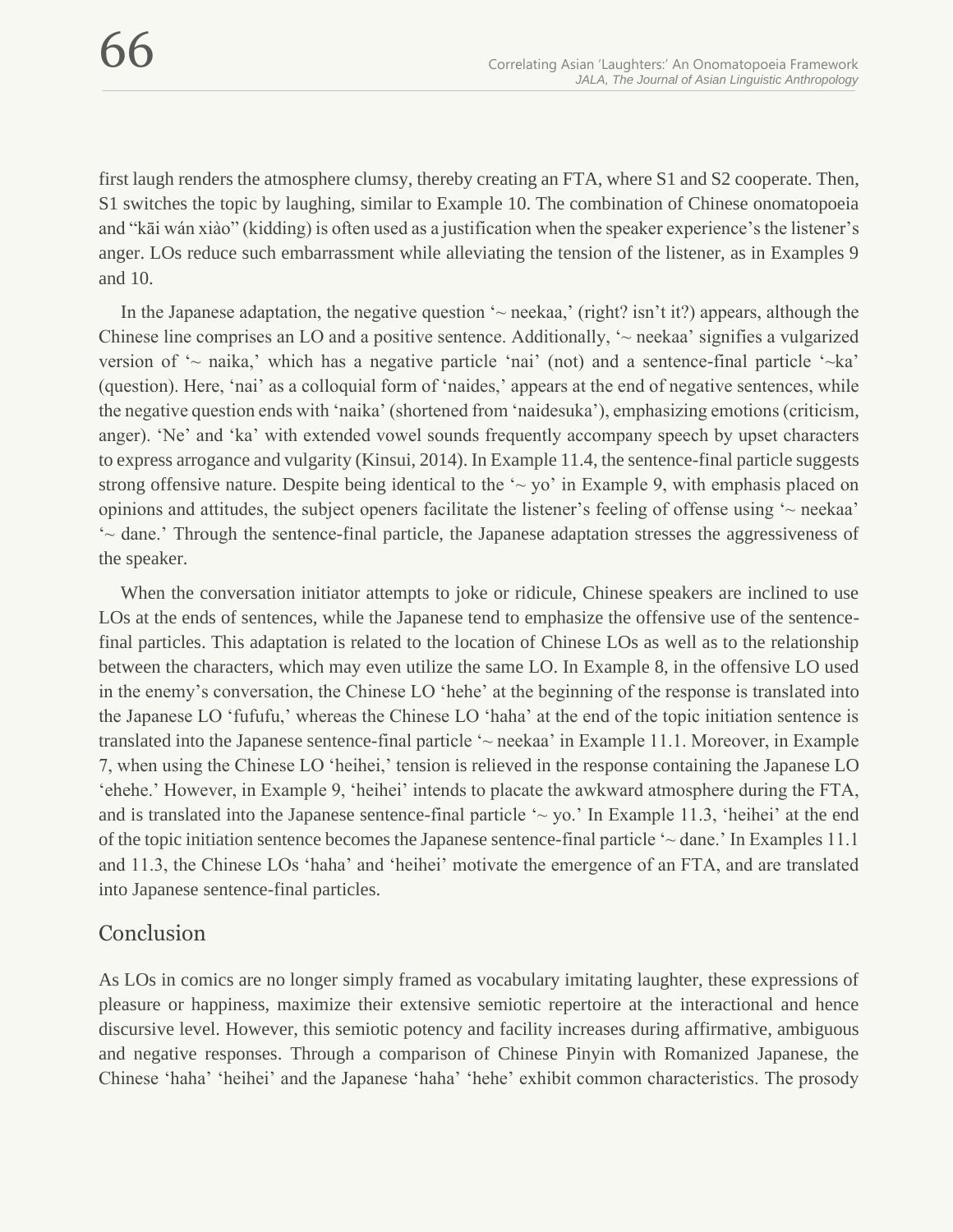first laugh renders the atmosphere clumsy, thereby creating an FTA, where S1 and S2 cooperate. Then, S1 switches the topic by laughing, similar to Example 10. The combination of Chinese onomatopoeia and "kāi wán xiào" (kidding) is often used as a justification when the speaker experience's the listener's anger. LOs reduce such embarrassment while alleviating the tension of the listener, as in Examples 9 and 10.

In the Japanese adaptation, the negative question '~ neekaa,' (right? isn't it?) appears, although the Chinese line comprises an LO and a positive sentence. Additionally, '~ neekaa' signifies a vulgarized version of '~ naika,' which has a negative particle 'nai' (not) and a sentence-final particle '~ka' (question). Here, 'nai' as a colloquial form of 'naides,' appears at the end of negative sentences, while the negative question ends with 'naika' (shortened from 'naidesuka'), emphasizing emotions (criticism, anger). 'Ne' and 'ka' with extended vowel sounds frequently accompany speech by upset characters to express arrogance and vulgarity (Kinsui, 2014). In Example 11.4, the sentence-final particle suggests strong offensive nature. Despite being identical to the '~ yo' in Example 9, with emphasis placed on opinions and attitudes, the subject openers facilitate the listener's feeling of offense using '~ neekaa' '~ dane.' Through the sentence-final particle, the Japanese adaptation stresses the aggressiveness of the speaker.

When the conversation initiator attempts to joke or ridicule, Chinese speakers are inclined to use LOs at the ends of sentences, while the Japanese tend to emphasize the offensive use of the sentence-final particles. This adaptation is related to the location of Chinese LOs as well as to the relationship between the characters, which may even utilize the same LO. In Example 8, in the offensive LO used in the enemy's conversation, the Chinese LO 'hehe' at the beginning of the response is translated into the Japanese LO 'fufufu,' whereas the Chinese LO 'haha' at the end of the topic initiation sentence is translated into the Japanese sentence-final particle '~ neekaa' in Example 11.1. Moreover, in Example 7, when using the Chinese LO 'heihei,' tension is relieved in the response containing the Japanese LO 'ehehe.' However, in Example 9, 'heihei' intends to placate the awkward atmosphere during the FTA, and is translated into the Japanese sentence-final particle '~ yo.' In Example 11.3, 'heihei' at the end of the topic initiation sentence becomes the Japanese sentence-final particle '~ dane.' In Examples 11.1 and 11.3, the Chinese LOs 'haha' and 'heihei' motivate the emergence of an FTA, and are translated into Japanese sentence-final particles.

## Conclusion

As LOs in comics are no longer simply framed as vocabulary imitating laughter, these expressions of pleasure or happiness, maximize their extensive semiotic repertoire at the interactional and hence discursive level. However, this semiotic potency and facility increases during affirmative, ambiguous and negative responses. Through a comparison of Chinese Pinyin with Romanized Japanese, the Chinese 'haha' 'heihei' and the Japanese 'haha' 'hehe' exhibit common characteristics. The prosody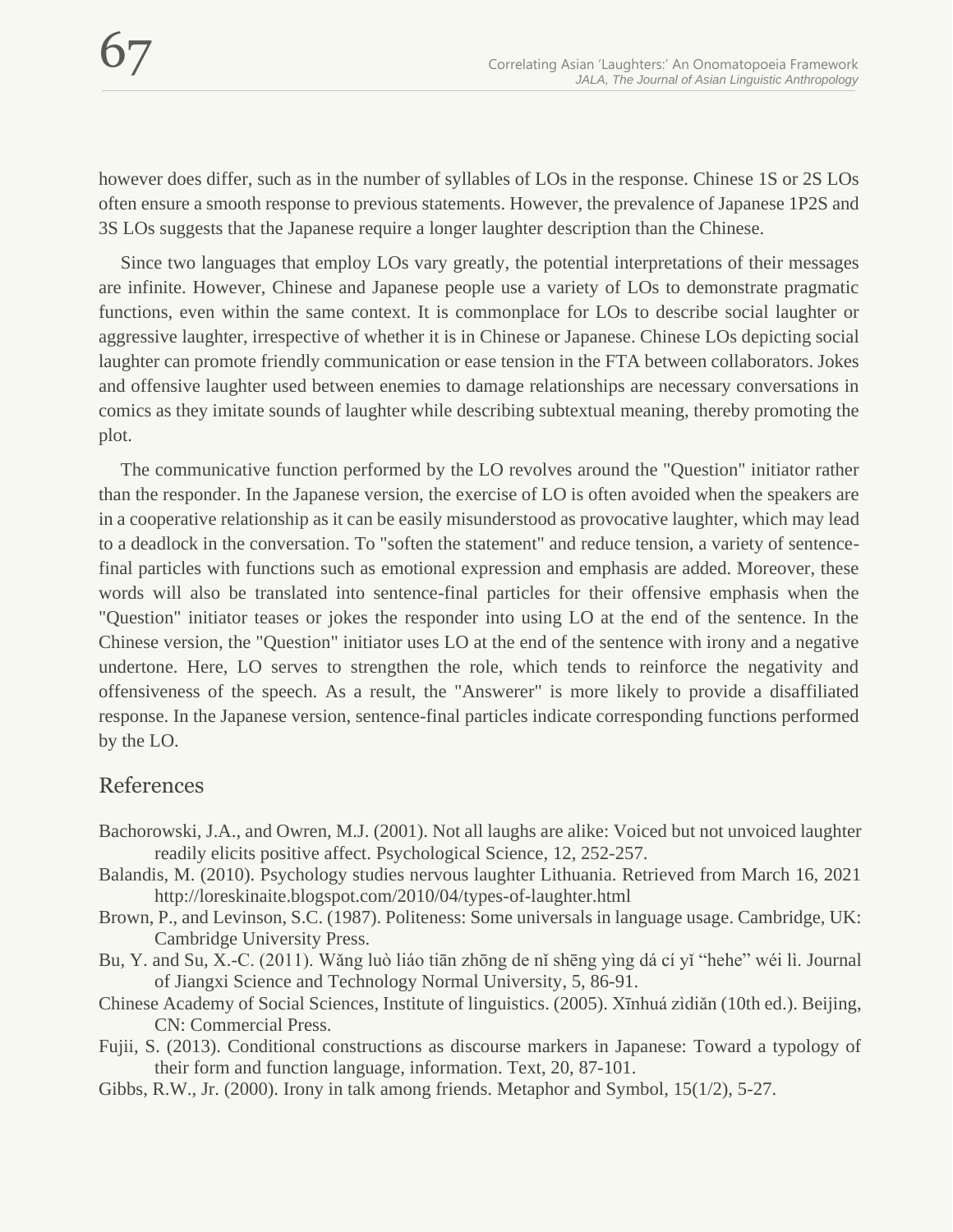however does differ, such as in the number of syllables of LOs in the response. Chinese 1S or 2S LOs often ensure a smooth response to previous statements. However, the prevalence of Japanese 1P2S and 3S LOs suggests that the Japanese require a longer laughter description than the Chinese.

Since two languages that employ LOs vary greatly, the potential interpretations of their messages are infinite. However, Chinese and Japanese people use a variety of LOs to demonstrate pragmatic functions, even within the same context. It is commonplace for LOs to describe social laughter or aggressive laughter, irrespective of whether it is in Chinese or Japanese. Chinese LOs depicting social laughter can promote friendly communication or ease tension in the FTA between collaborators. Jokes and offensive laughter used between enemies to damage relationships are necessary conversations in comics as they imitate sounds of laughter while describing subtextual meaning, thereby promoting the plot.

The communicative function performed by the LO revolves around the "Question" initiator rather than the responder. In the Japanese version, the exercise of LO is often avoided when the speakers are in a cooperative relationship as it can be easily misunderstood as provocative laughter, which may lead to a deadlock in the conversation. To "soften the statement" and reduce tension, a variety of sentence-final particles with functions such as emotional expression and emphasis are added. Moreover, these words will also be translated into sentence-final particles for their offensive emphasis when the "Question" initiator teases or jokes the responder into using LO at the end of the sentence. In the Chinese version, the "Question" initiator uses LO at the end of the sentence with irony and a negative undertone. Here, LO serves to strengthen the role, which tends to reinforce the negativity and offensiveness of the speech. As a result, the "Answerer" is more likely to provide a disaffiliated response. In the Japanese version, sentence-final particles indicate corresponding functions performed by the LO.

## References

Bachorowski, J.A., and Owren, M.J. (2001). Not all laughs are alike: Voiced but not unvoiced laughter readily elicits positive affect. Psychological Science, 12, 252-257.

Balandis, M. (2010). Psychology studies nervous laughter Lithuania. Retrieved from March 16, 2021 http://loreskinaite.blogspot.com/2010/04/types-of-laughter.html

Brown, P., and Levinson, S.C. (1987). Politeness: Some universals in language usage. Cambridge, UK: Cambridge University Press.

Bu, Y. and Su, X.-C. (2011). Wǎng luò liáo tiān zhōng de nǐ shēng yìng dá cí yǐ "hehe" wéi lì. Journal of Jiangxi Science and Technology Normal University, 5, 86-91.

Chinese Academy of Social Sciences, Institute of linguistics. (2005). Xīnhuá zìdiǎn (10th ed.). Beijing, CN: Commercial Press.

Fujii, S. (2013). Conditional constructions as discourse markers in Japanese: Toward a typology of their form and function language, information. Text, 20, 87-101.

Gibbs, R.W., Jr. (2000). Irony in talk among friends. Metaphor and Symbol, 15(1/2), 5-27.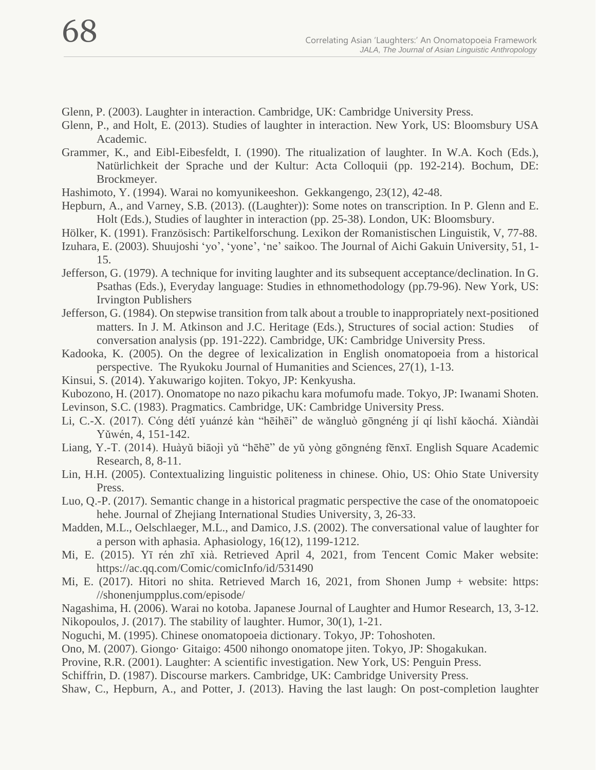Glenn, P. (2003). Laughter in interaction. Cambridge, UK: Cambridge University Press.

Glenn, P., and Holt, E. (2013). Studies of laughter in interaction. New York, US: Bloomsbury USA Academic.

Grammer, K., and Eibl-Eibesfeldt, I. (1990). The ritualization of laughter. In W.A. Koch (Eds.), Natürlichkeit der Sprache und der Kultur: Acta Colloquii (pp. 192-214). Bochum, DE: Brockmeyer.

Hashimoto, Y. (1994). Warai no komyunikeeshon. Gekkangengo, 23(12), 42-48.

Hepburn, A., and Varney, S.B. (2013). ((Laughter)): Some notes on transcription. In P. Glenn and E. Holt (Eds.), Studies of laughter in interaction (pp. 25-38). London, UK: Bloomsbury.

Hölker, K. (1991). Französisch: Partikelforschung. Lexikon der Romanistischen Linguistik, V, 77-88.

Izuhara, E. (2003). Shuujoshi ‘yo’, ‘yone’, ‘ne’ saikoo. The Journal of Aichi Gakuin University, 51, 1-15.

Jefferson, G. (1979). A technique for inviting laughter and its subsequent acceptance/declination. In G. Psathas (Eds.), Everyday language: Studies in ethnomethodology (pp.79-96). New York, US: Irvington Publishers

Jefferson, G. (1984). On stepwise transition from talk about a trouble to inappropriately next-positioned matters. In J. M. Atkinson and J.C. Heritage (Eds.), Structures of social action: Studies of conversation analysis (pp. 191-222). Cambridge, UK: Cambridge University Press.

Kadooka, K. (2005). On the degree of lexicalization in English onomatopoeia from a historical perspective. The Ryukoku Journal of Humanities and Sciences, 27(1), 1-13.

Kinsui, S. (2014). Yakuwarigo kojiten. Tokyo, JP: Kenkyusha.

Kubozono, H. (2017). Onomatope no nazo pikachu kara mofumofu made. Tokyo, JP: Iwanami Shoten.

Levinson, S.C. (1983). Pragmatics. Cambridge, UK: Cambridge University Press.

Li, C.-X. (2017). Cóng détǐ yuánzé kàn “hēihēi” de wǎngluò gōngnéng jí qí lìshǐ kǎochá. Xiàndài Yǔwén, 4, 151-142.

Liang, Y.-T. (2014). Huàyǔ biāojì yǔ “hēhē” de yǔ yòng gōngnéng fēnxī. English Square Academic Research, 8, 8-11.

Lin, H.H. (2005). Contextualizing linguistic politeness in chinese. Ohio, US: Ohio State University Press.

Luo, Q.-P. (2017). Semantic change in a historical pragmatic perspective the case of the onomatopoeic hehe. Journal of Zhejiang International Studies University, 3, 26-33.

Madden, M.L., Oelschlaeger, M.L., and Damico, J.S. (2002). The conversational value of laughter for a person with aphasia. Aphasiology, 16(12), 1199-1212.

Mi, E. (2015). Yī rén zhī xià. Retrieved April 4, 2021, from Tencent Comic Maker website: https://ac.qq.com/Comic/comicInfo/id/531490

Mi, E. (2017). Hitori no shita. Retrieved March 16, 2021, from Shonen Jump + website: https: //shonenjumpplus.com/episode/

Nagashima, H. (2006). Warai no kotoba. Japanese Journal of Laughter and Humor Research, 13, 3-12.

Nikopoulos, J. (2017). The stability of laughter. Humor, 30(1), 1-21.

Noguchi, M. (1995). Chinese onomatopoeia dictionary. Tokyo, JP: Tohoshoten.

Ono, M. (2007). Giongo· Gitaigo: 4500 nihongo onomatope jiten. Tokyo, JP: Shogakukan.

Provine, R.R. (2001). Laughter: A scientific investigation. New York, US: Penguin Press.

Schiffrin, D. (1987). Discourse markers. Cambridge, UK: Cambridge University Press.

Shaw, C., Hepburn, A., and Potter, J. (2013). Having the last laugh: On post-completion laughter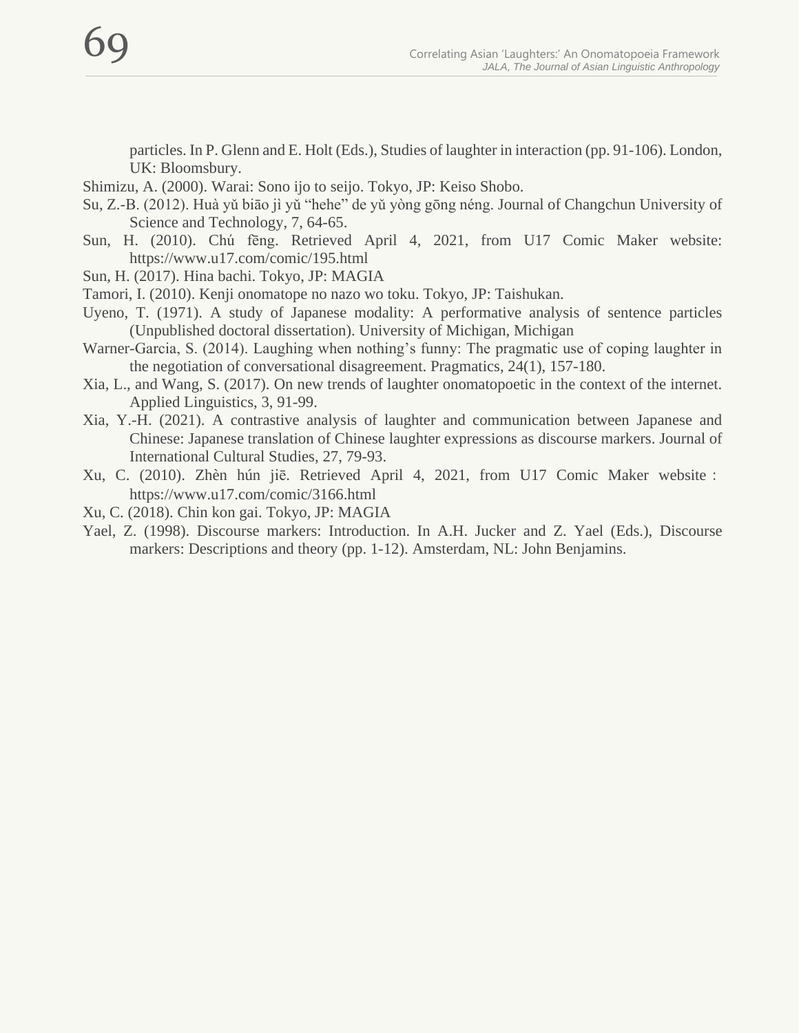particles. In P. Glenn and E. Holt (Eds.), Studies of laughter in interaction (pp. 91-106). London, UK: Bloomsbury.

Shimizu, A. (2000). Warai: Sono ijo to seijo. Tokyo, JP: Keiso Shobo.

Su, Z.-B. (2012). Huà yǔ biāo jì yǔ “hehe” de yǔ yòng gōng néng. Journal of Changchun University of Science and Technology, 7, 64-65.

Sun, H. (2010). Chú fēng. Retrieved April 4, 2021, from U17 Comic Maker website: https://www.u17.com/comic/195.html

Sun, H. (2017). Hina bachi. Tokyo, JP: MAGIA

Tamori, I. (2010). Kenji onomatope no nazo wo toku. Tokyo, JP: Taishukan.

Uyeno, T. (1971). A study of Japanese modality: A performative analysis of sentence particles (Unpublished doctoral dissertation). University of Michigan, Michigan

Warner-Garcia, S. (2014). Laughing when nothing’s funny: The pragmatic use of coping laughter in the negotiation of conversational disagreement. Pragmatics, 24(1), 157-180.

Xia, L., and Wang, S. (2017). On new trends of laughter onomatopoetic in the context of the internet. Applied Linguistics, 3, 91-99.

Xia, Y.-H. (2021). A contrastive analysis of laughter and communication between Japanese and Chinese: Japanese translation of Chinese laughter expressions as discourse markers. Journal of International Cultural Studies, 27, 79-93.

Xu, C. (2010). Zhèn hún jiē. Retrieved April 4, 2021, from U17 Comic Maker website : https://www.u17.com/comic/3166.html

Xu, C. (2018). Chin kon gai. Tokyo, JP: MAGIA

Yael, Z. (1998). Discourse markers: Introduction. In A.H. Jucker and Z. Yael (Eds.), Discourse markers: Descriptions and theory (pp. 1-12). Amsterdam, NL: John Benjamins.